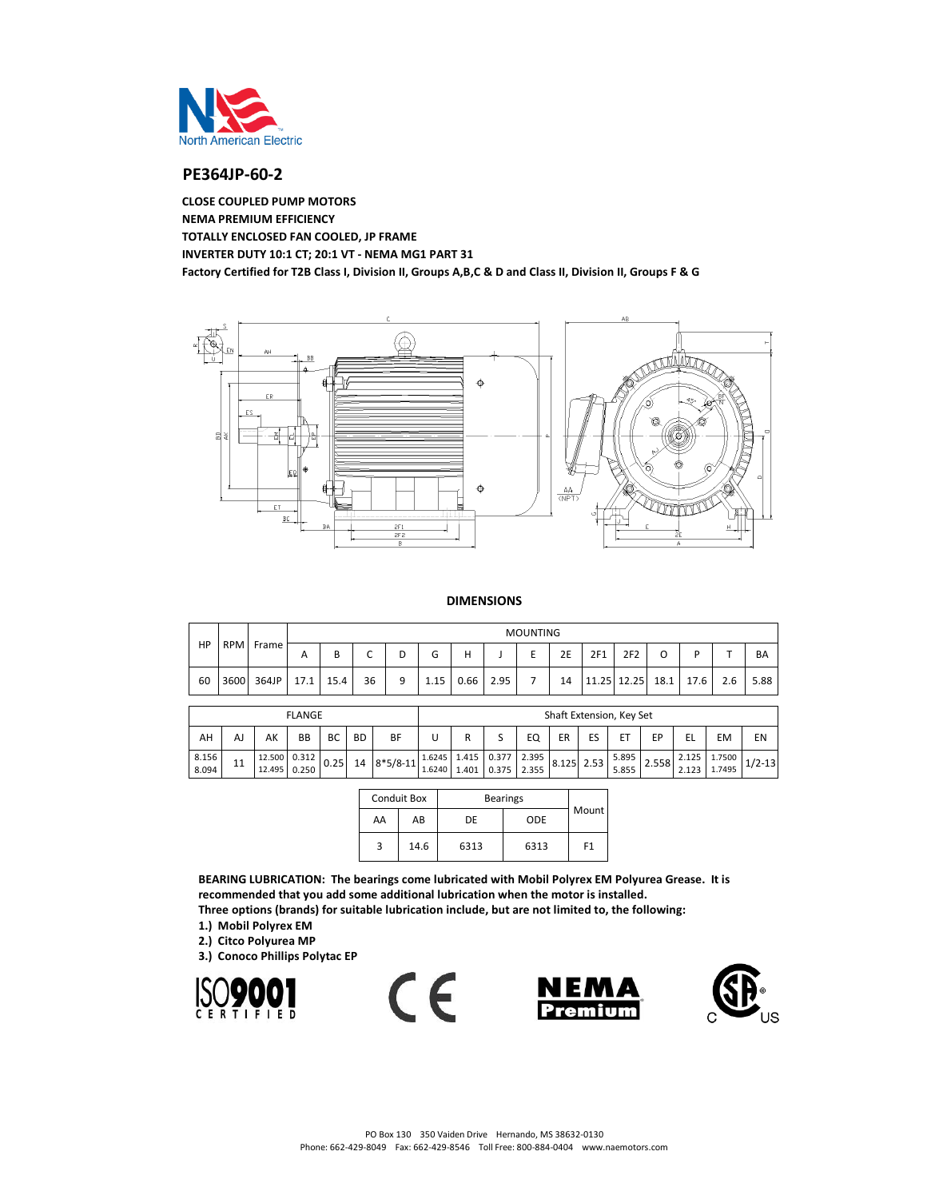North American Electric

## PE364JP-60-2

**CLOSE COUPLED PUMP MOTORS**
**NEMA PREMIUM EFFICIENCY**
**TOTALLY ENCLOSED FAN COOLED, JP FRAME**
**INVERTER DUTY 10:1 CT; 20:1 VT - NEMA MG1 PART 31**
**Factory Certified for T2B Class I, Division II, Groups A,B,C & D and Class II, Division II, Groups F & G**

### DIMENSIONS

| HP | RPM | Frame | MOUNTING | | | | | | | | | | | | | | |
|---|---|---|---|---|---|---|---|---|---|---|---|---|---|---|---|---|---|
| | | | A | B | C | D | G | H | J | E | 2E | 2F1 | 2F2 | O | P | T | BA |
| 60 | 3600 | 364JP | 17.1 | 15.4 | 36 | 9 | 1.15 | 0.66 | 2.95 | 7 | 14 | 11.25 | 12.25 | 18.1 | 17.6 | 2.6 | 5.88 |

| FLANGE | | | | | | | Shaft Extension, Key Set | | | | | | | | | | |
|---|---|---|---|---|---|---|---|---|---|---|---|---|---|---|---|---|---|
| AH | AJ | AK | BB | BC | BD | BF | U | R | S | EQ | ER | ES | ET | EP | EL | EM | EN |
| 8.156 8.094 | 11 | 12.500 12.495 | 0.312 0.250 | 0.25 | 14 | 8*5/8-11 | 1.6245 1.6240 | 1.415 1.401 | 0.377 0.375 | 2.395 2.355 | 8.125 | 2.53 | 5.895 5.855 | 2.558 | 2.125 2.123 | 1.7500 1.7495 | 1/2-13 |

| Conduit Box | | Bearings | | Mount |
|---|---|---|---|---|
| AA | AB | DE | ODE | |
| 3 | 14.6 | 6313 | 6313 | F1 |

**BEARING LUBRICATION: The bearings come lubricated with Mobil Polyrex EM Polyurea Grease. It is recommended that you add some additional lubrication when the motor is installed.**
**Three options (brands) for suitable lubrication include, but are not limited to, the following:**
**1.) Mobil Polyrex EM**
**2.) Citco Polyurea MP**
**3.) Conoco Phillips Polytac EP**

ISO 9001 CERTIFIED | CE | NEMA Premium | CSA C US

PO Box 130 350 Vaiden Drive Hernando, MS 38632-0130
Phone: 662-429-8049 Fax: 662-429-8546 Toll Free: 800-884-0404 www.naemotors.com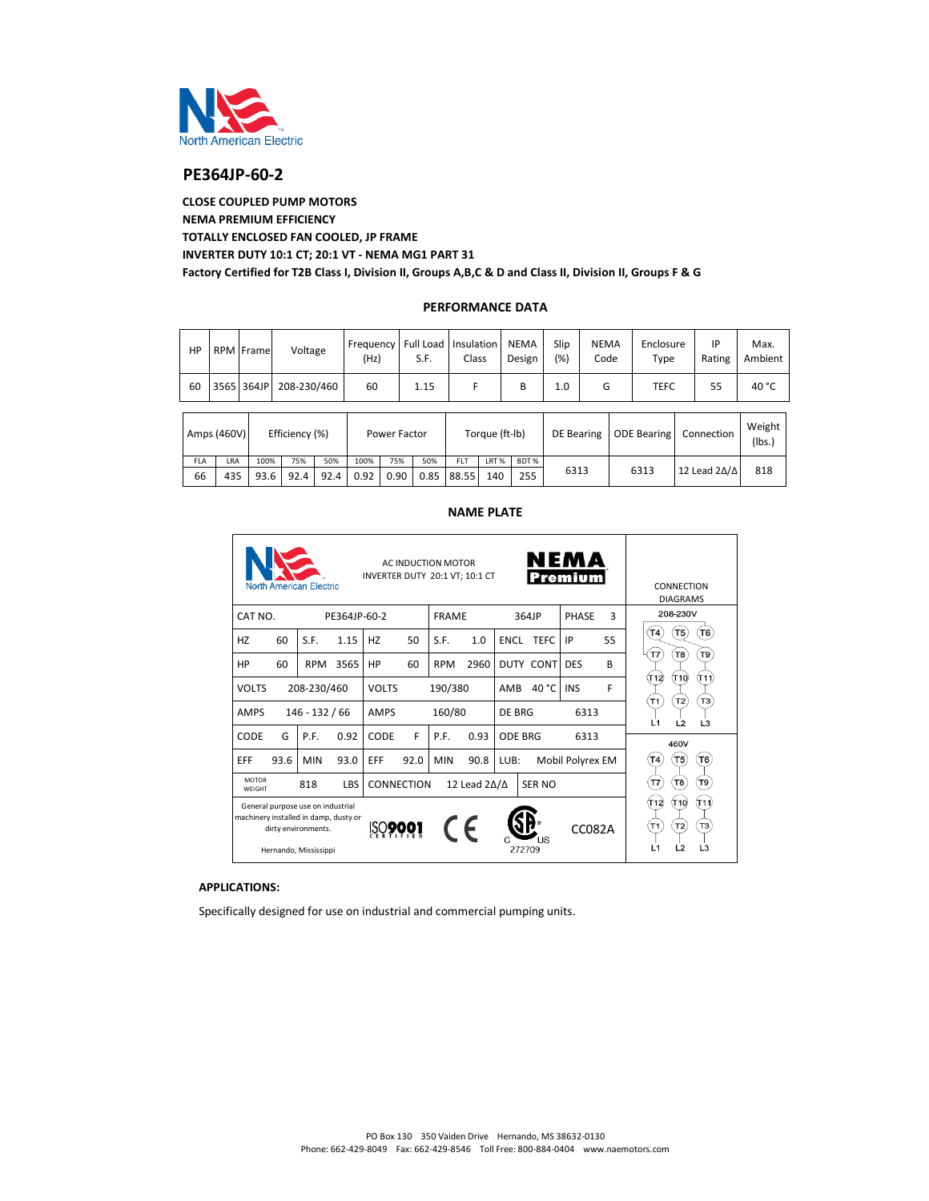North American Electric

# PE364JP-60-2

**CLOSE COUPLED PUMP MOTORS**
**NEMA PREMIUM EFFICIENCY**
**TOTALLY ENCLOSED FAN COOLED, JP FRAME**
**INVERTER DUTY 10:1 CT; 20:1 VT - NEMA MG1 PART 31**
**Factory Certified for T2B Class I, Division II, Groups A,B,C & D and Class II, Division II, Groups F & G**

## PERFORMANCE DATA

| HP | RPM | Frame | Voltage | Frequency (Hz) | Full Load S.F. | Insulation Class | NEMA Design | Slip (%) | NEMA Code | Enclosure Type | IP Rating | Max. Ambient |
|---|---|---|---|---|---|---|---|---|---|---|---|---|
| 60 | 3565 | 364JP | 208-230/460 | 60 | 1.15 | F | B | 1.0 | G | TEFC | 55 | 40 °C |

| Amps (460V) | | Efficiency (%) | | | Power Factor | | | Torque (ft-lb) | | | DE Bearing | ODE Bearing | Connection | Weight (lbs.) |
|---|---|---|---|---|---|---|---|---|---|---|---|---|---|---|
| FLA | LRA | 100% | 75% | 50% | 100% | 75% | 50% | FLT | LRT % | BDT % | | | | |
| 66 | 435 | 93.6 | 92.4 | 92.4 | 0.92 | 0.90 | 0.85 | 88.55 | 140 | 255 | 6313 | 6313 | 12 Lead 2Δ/Δ | 818 |

## NAME PLATE

North American Electric — AC INDUCTION MOTOR — INVERTER DUTY 20:1 VT; 10:1 CT — NEMA Premium

| | | | | | | | |
|---|---|---|---|---|---|---|---|
| CAT NO. | PE364JP-60-2 | | | FRAME | 364JP | PHASE | 3 |
| HZ 60 | S.F. 1.15 | HZ 50 | | S.F. 1.0 | | ENCL TEFC | IP 55 |
| HP 60 | RPM 3565 | HP 60 | | RPM 2960 | | DUTY CONT | DES B |
| VOLTS | 208-230/460 | VOLTS | 190/380 | | | AMB 40 °C | INS F |
| AMPS | 146 - 132 / 66 | AMPS | 160/80 | | | DE BRG | 6313 |
| CODE G | P.F. 0.92 | CODE F | | P.F. 0.93 | | ODE BRG | 6313 |
| EFF 93.6 | MIN 93.0 | EFF 92.0 | | MIN 90.8 | | LUB: | Mobil Polyrex EM |
| MOTOR WEIGHT | 818 LBS | CONNECTION | 12 Lead 2Δ/Δ | | | SER NO | |

General purpose use on industrial machinery installed in damp, dusty or dirty environments.

Hernando, Mississippi

ISO 9001 CERTIFIED — CE — CSA C US 272709 — CC082A

CONNECTION DIAGRAMS

208-230V: T4 T5 T6 / T7 T8 T9 / T12 T10 T11 / T1 T2 T3 / L1 L2 L3

460V: T4 T5 T6 / T7 T8 T9 / T12 T10 T11 / T1 T2 T3 / L1 L2 L3

**APPLICATIONS:**

Specifically designed for use on industrial and commercial pumping units.

PO Box 130 350 Vaiden Drive Hernando, MS 38632-0130
Phone: 662-429-8049 Fax: 662-429-8546 Toll Free: 800-884-0404 www.naemotors.com